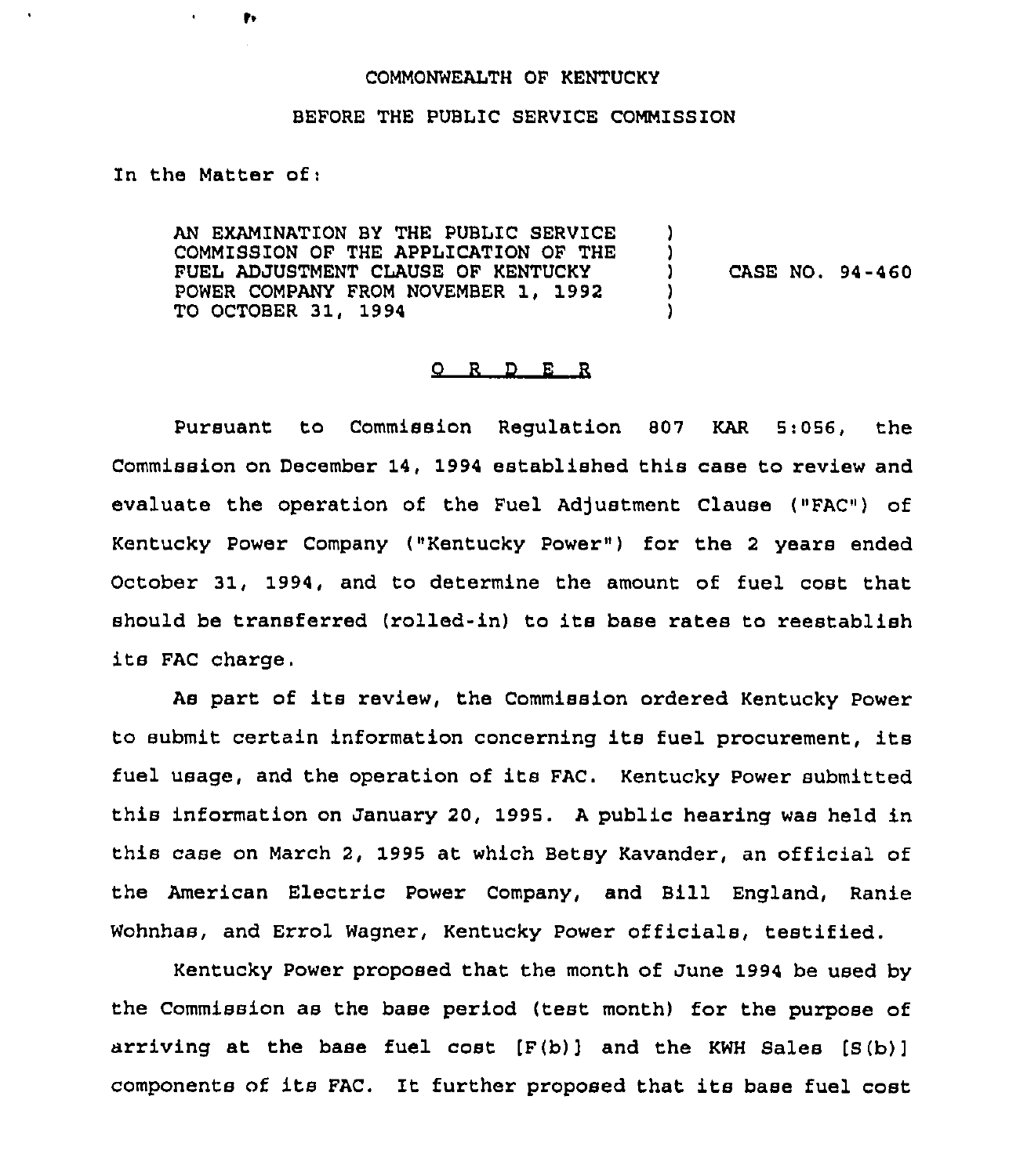COMMONWEALTH OF KENTUCKY

BEFORE THE PUBLIC SERVICE COMMISSION

In the Matter of:

| | | |
|---|---|---|
| AN EXAMINATION BY THE PUBLIC SERVICE COMMISSION OF THE APPLICATION OF THE FUEL ADJUSTMENT CLAUSE OF KENTUCKY POWER COMPANY FROM NOVEMBER 1, 1992 TO OCTOBER 31, 1994 | ) ) ) ) ) | CASE NO. 94-460 |

## O R D E R

Pursuant to Commission Regulation 807 KAR 5:056, the Commission on December 14, 1994 established this case to review and evaluate the operation of the Fuel Adjustment Clause ("FAC") of Kentucky Power Company ("Kentucky Power") for the 2 years ended October 31, 1994, and to determine the amount of fuel cost that should be transferred (rolled-in) to its base rates to reestablish its FAC charge.

As part of its review, the Commission ordered Kentucky Power to submit certain information concerning its fuel procurement, its fuel usage, and the operation of its FAC. Kentucky Power submitted this information on January 20, 1995. A public hearing was held in this case on March 2, 1995 at which Betsy Kavander, an official of the American Electric Power Company, and Bill England, Ranie Wohnhas, and Errol Wagner, Kentucky Power officials, testified.

Kentucky Power proposed that the month of June 1994 be used by the Commission as the base period (test month) for the purpose of arriving at the base fuel cost [F(b)] and the KWH Sales [S(b)] components of its FAC. It further proposed that its base fuel cost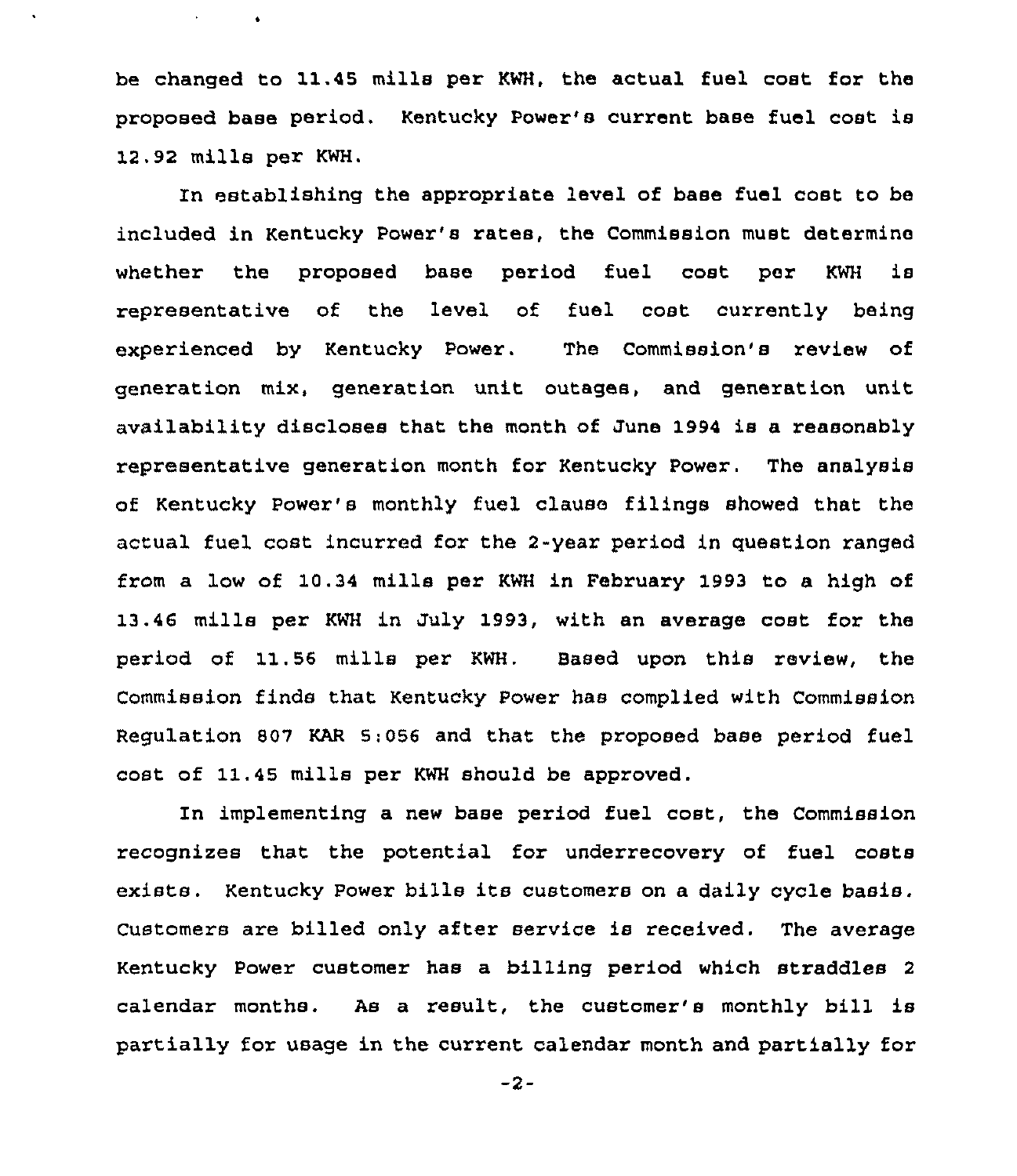be changed to 11.45 mills per KWH, the actual fuel cost for the proposed base period. Kentucky Power's current base fuel cost is 12.92 mills per KWH.

In establishing the appropriate level of base fuel cost to be included in Kentucky Power's rates, the Commission must determine whether the proposed base period fuel cost per KWH is representative of the level of fuel cost currently being experienced by Kentucky Power. The Commission's review of generation mix, generation unit outages, and generation unit availability discloses that the month of June 1994 is a reasonably representative generation month for Kentucky Power. The analysis of Kentucky Power's monthly fuel clause filings showed that the actual fuel cost incurred for the 2-year period in question ranged from a low of 10.34 mills per KWH in February 1993 to a high of 13.46 mills per KWH in July 1993, with an average cost for the period of 11.56 mills per KWH. Based upon this review, the Commission finds that Kentucky Power has complied with Commission Regulation 807 KAR 5:056 and that the proposed base period fuel cost of 11.45 mills per KWH should be approved.

In implementing a new base period fuel cost, the Commission recognizes that the potential for underrecovery of fuel costs exists. Kentucky Power bills its customers on a daily cycle basis. Customers are billed only after service is received. The average Kentucky Power customer has a billing period which straddles 2 calendar months. As a result, the customer's monthly bill is partially for usage in the current calendar month and partially for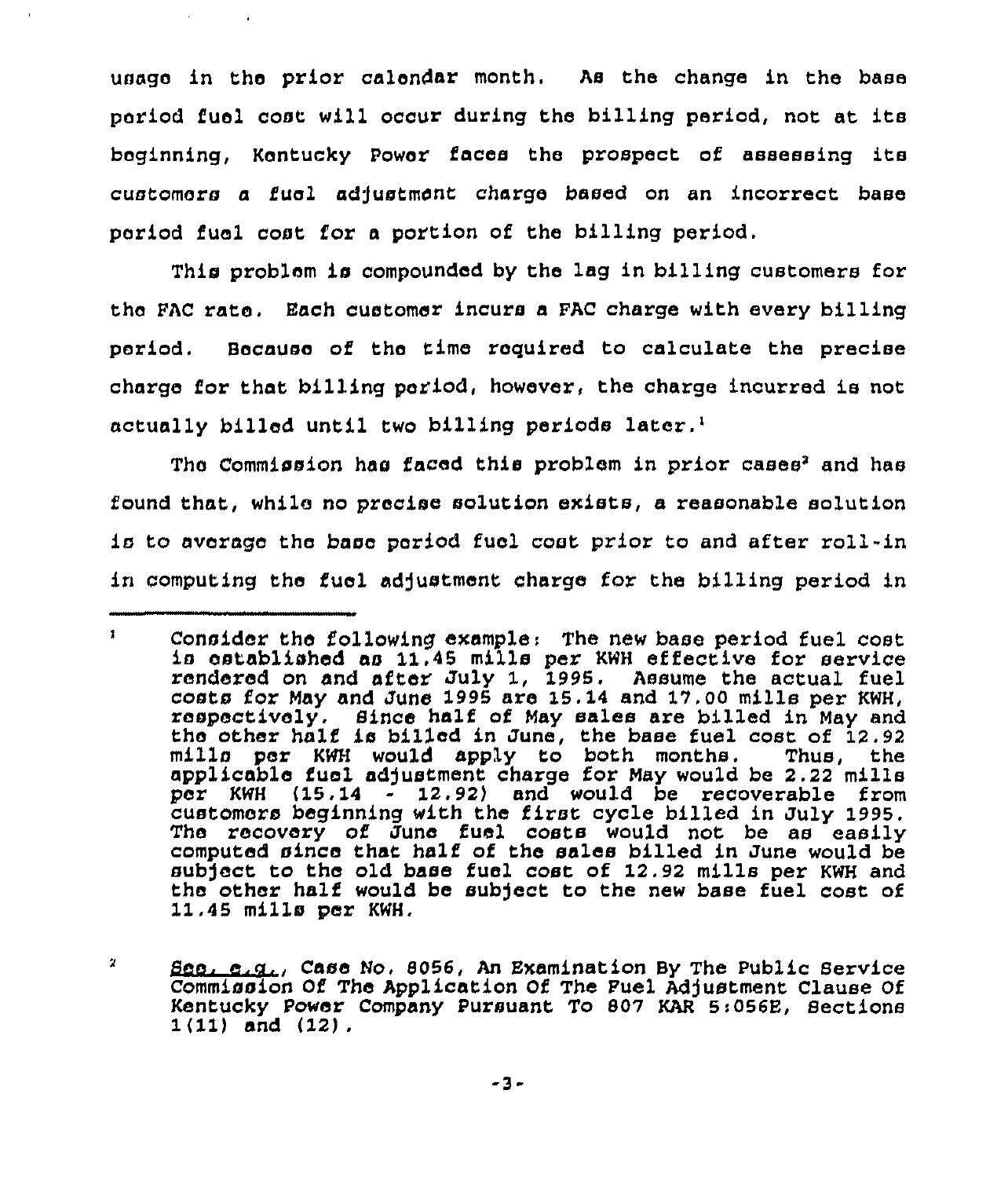usage in the prior calendar month. As the change in the base period fuel cost will occur during the billing period, not at its beginning, Kentucky Power faces the prospect of assessing its customers a fuel adjustment charge based on an incorrect base period fuel cost for a portion of the billing period.

This problem is compounded by the lag in billing customers for the FAC rate. Each customer incurs a FAC charge with every billing period. Because of the time required to calculate the precise charge for that billing period, however, the charge incurred is not actually billed until two billing periods later.[1]

The Commission has faced this problem in prior cases[2] and has found that, while no precise solution exists, a reasonable solution is to average the base period fuel cost prior to and after roll-in in computing the fuel adjustment charge for the billing period in

---

[1] Consider the following example: The new base period fuel cost is established as 11.45 mills per KWH effective for service rendered on and after July 1, 1995. Assume the actual fuel costs for May and June 1995 are 15.14 and 17.00 mills per KWH, respectively. Since half of May sales are billed in May and the other half is billed in June, the base fuel cost of 12.92 mills per KWH would apply to both months. Thus, the applicable fuel adjustment charge for May would be 2.22 mills per KWH (15.14 - 12.92) and would be recoverable from customers beginning with the first cycle billed in July 1995. The recovery of June fuel costs would not be as easily computed since that half of the sales billed in June would be subject to the old base fuel cost of 12.92 mills per KWH and the other half would be subject to the new base fuel cost of 11.45 mills per KWH.

[2] *See, e.g.*, Case No. 8056, An Examination By The Public Service Commission Of The Application Of The Fuel Adjustment Clause Of Kentucky Power Company Pursuant To 807 KAR 5:056E, Sections 1(11) and (12).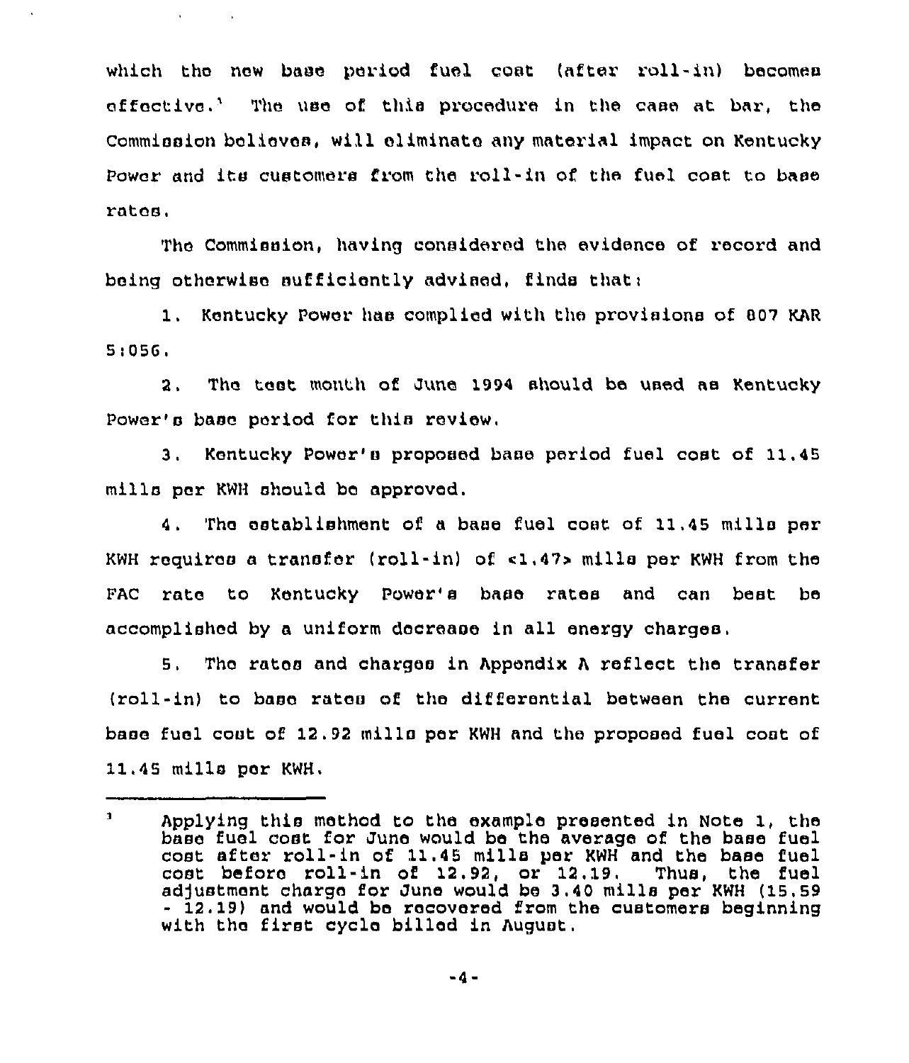which the new base period fuel cost (after roll-in) becomes effective.[3] The use of this procedure in the case at bar, the Commission believes, will eliminate any material impact on Kentucky Power and its customers from the roll-in of the fuel cost to base rates.

The Commission, having considered the evidence of record and being otherwise sufficiently advised, finds that:

1. Kentucky Power has complied with the provisions of 807 KAR 5:056.

2. The test month of June 1994 should be used as Kentucky Power's base period for this review.

3. Kentucky Power's proposed base period fuel cost of 11.45 mills per KWH should be approved.

4. The establishment of a base fuel cost of 11.45 mills per KWH requires a transfer (roll-in) of <1.47> mills per KWH from the FAC rate to Kentucky Power's base rates and can best be accomplished by a uniform decrease in all energy charges.

5. The rates and charges in Appendix A reflect the transfer (roll-in) to base rates of the differential between the current base fuel cost of 12.92 mills per KWH and the proposed fuel cost of 11.45 mills per KWH.

---

[3] Applying this method to the example presented in Note 1, the base fuel cost for June would be the average of the base fuel cost after roll-in of 11.45 mills per KWH and the base fuel cost before roll-in of 12.92, or 12.19. Thus, the fuel adjustment charge for June would be 3.40 mills per KWH (15.59 - 12.19) and would be recovered from the customers beginning with the first cycle billed in August.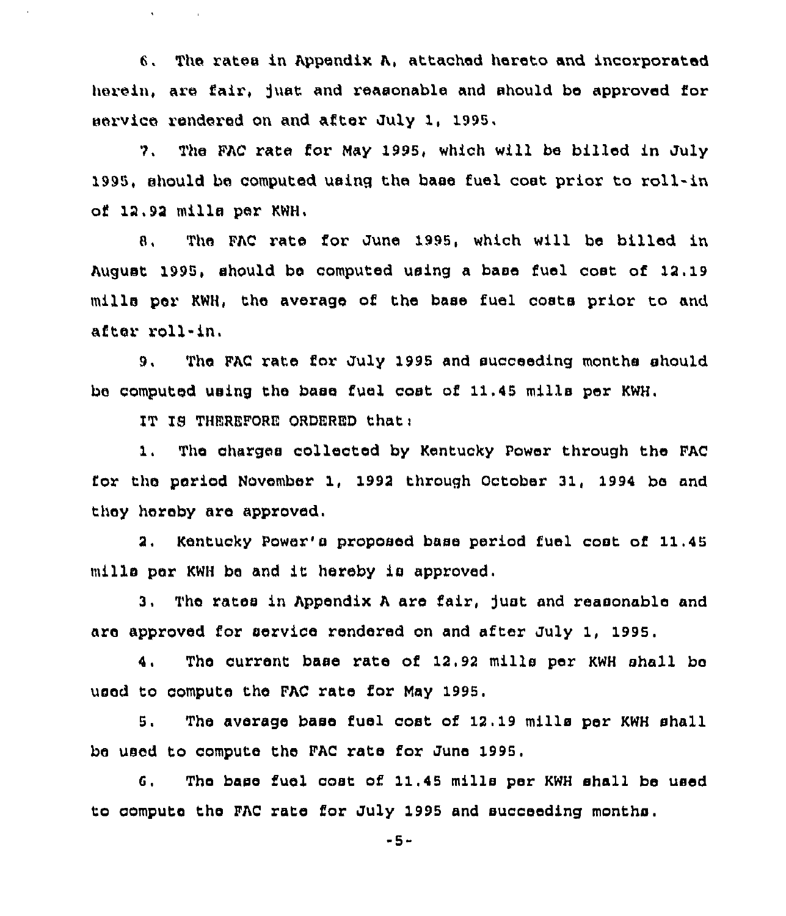6. The rates in Appendix A, attached hereto and incorporated herein, are fair, just and reasonable and should be approved for service rendered on and after July 1, 1995.

7. The FAC rate for May 1995, which will be billed in July 1995, should be computed using the base fuel cost prior to roll-in of 12.92 mills per KWH.

8. The FAC rate for June 1995, which will be billed in August 1995, should be computed using a base fuel cost of 12.19 mills per KWH, the average of the base fuel costs prior to and after roll-in.

9. The FAC rate for July 1995 and succeeding months should be computed using the base fuel cost of 11.45 mills per KWH.

IT IS THEREFORE ORDERED that:

1. The charges collected by Kentucky Power through the FAC for the period November 1, 1992 through October 31, 1994 be and they hereby are approved.

2. Kentucky Power's proposed base period fuel cost of 11.45 mills per KWH be and it hereby is approved.

3. The rates in Appendix A are fair, just and reasonable and are approved for service rendered on and after July 1, 1995.

4. The current base rate of 12.92 mills per KWH shall be used to compute the FAC rate for May 1995.

5. The average base fuel cost of 12.19 mills per KWH shall be used to compute the FAC rate for June 1995.

6. The base fuel cost of 11.45 mills per KWH shall be used to compute the FAC rate for July 1995 and succeeding months.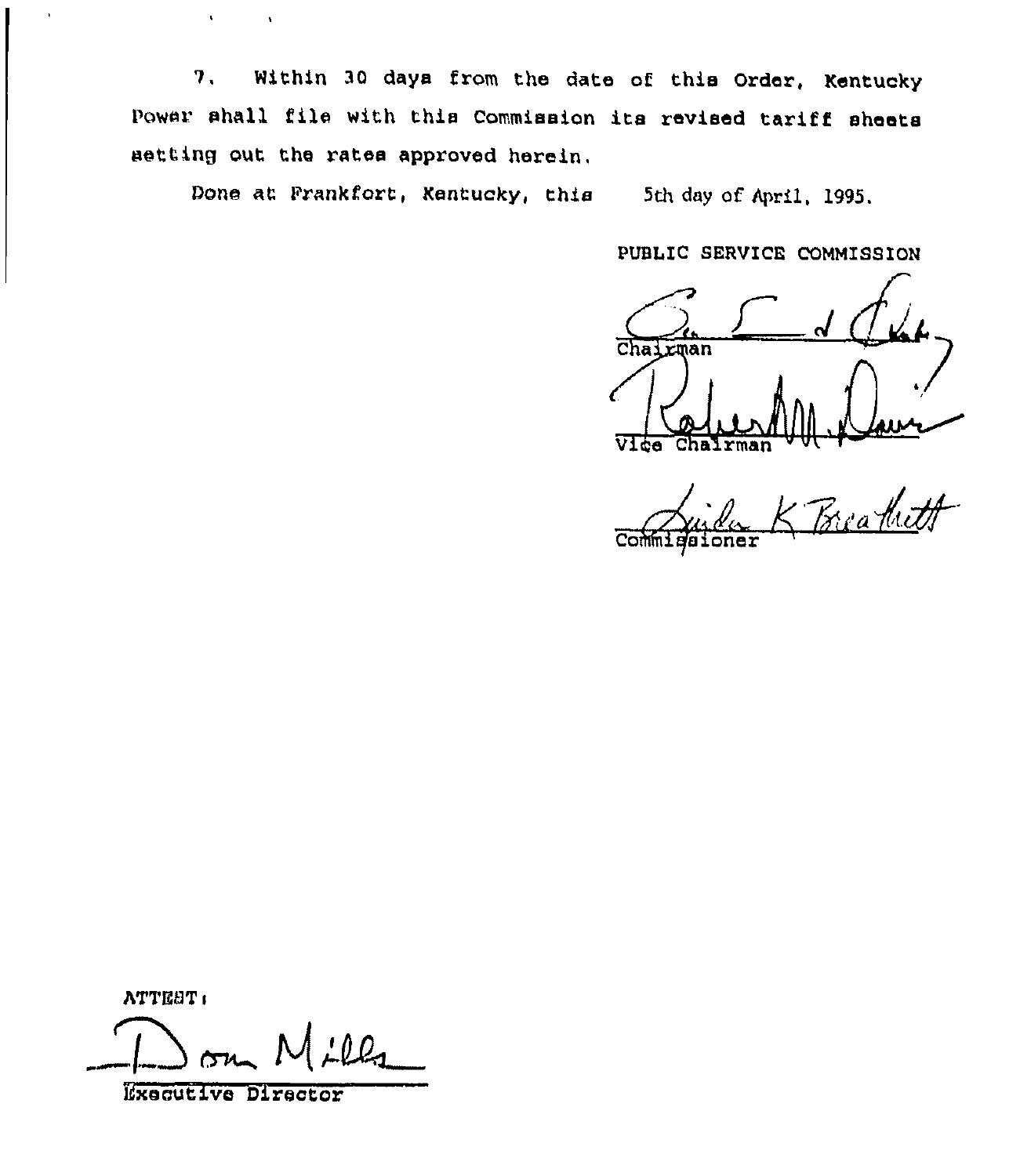7. Within 30 days from the date of this Order, Kentucky Power shall file with this Commission its revised tariff sheets setting out the rates approved herein.

Done at Frankfort, Kentucky, this 5th day of April, 1995.

PUBLIC SERVICE COMMISSION

Chairman

Vice Chairman

Commissioner

ATTEST:

Executive Director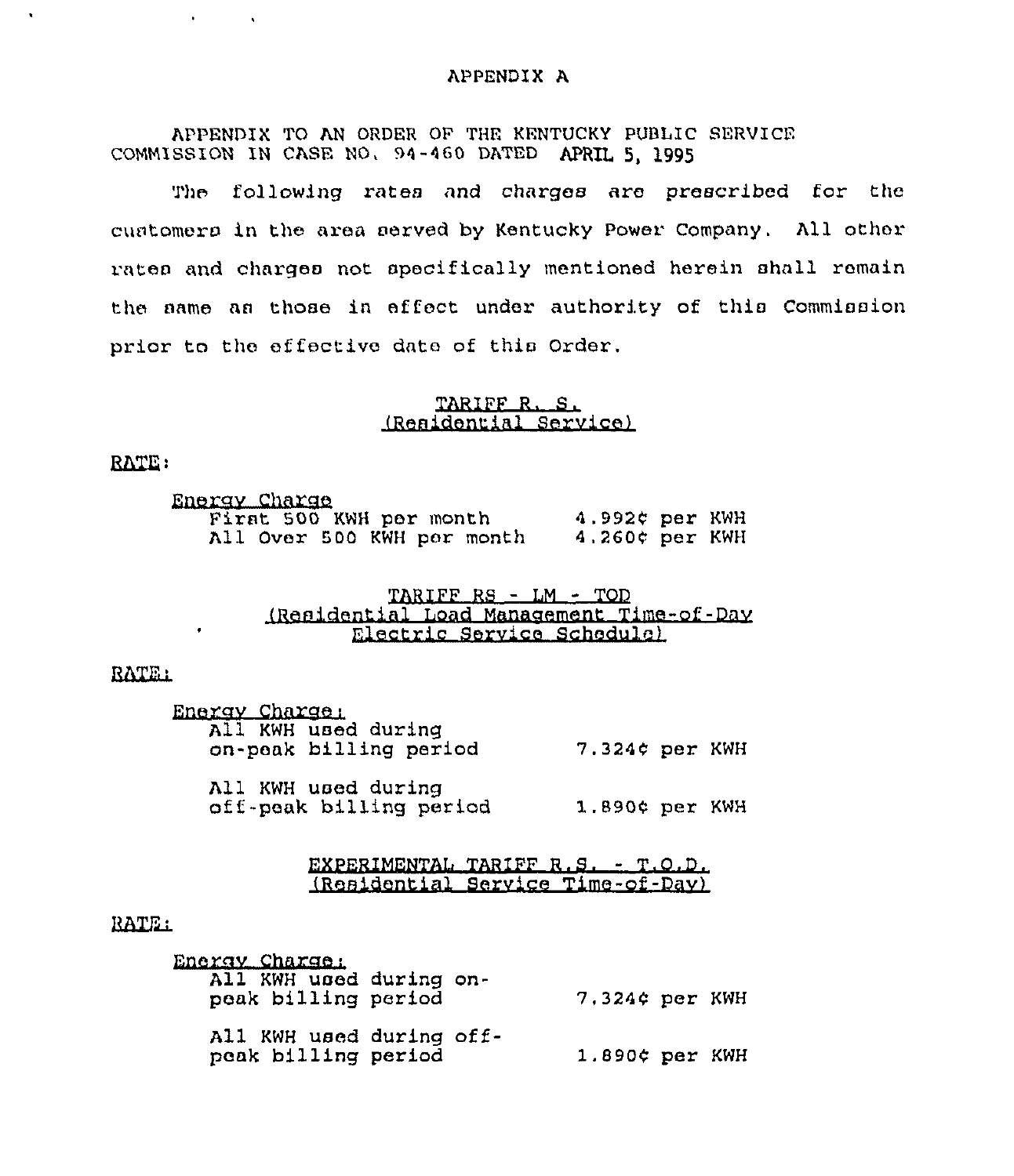APPENDIX A

APPENDIX TO AN ORDER OF THE KENTUCKY PUBLIC SERVICE COMMISSION IN CASE NO. 94-460 DATED APRIL 5, 1995

The following rates and charges are prescribed for the customers in the area served by Kentucky Power Company. All other rates and charges not specifically mentioned herein shall remain the same as those in effect under authority of this Commission prior to the effective date of this Order.

TARIFF R. S.
(Residential Service)

RATE:

Energy Charge

| | |
|---|---|
| First 500 KWH per month | 4.992¢ per KWH |
| All Over 500 KWH per month | 4.260¢ per KWH |

TARIFF RS - LM - TOD
(Residential Load Management Time-of-Day Electric Service Schedule)

RATE:

Energy Charge:

| | |
|---|---|
| All KWH used during on-peak billing period | 7.324¢ per KWH |
| All KWH used during off-peak billing period | 1.890¢ per KWH |

EXPERIMENTAL TARIFF R.S. - T.O.D.
(Residential Service Time-of-Day)

RATE:

Energy Charge:

| | |
|---|---|
| All KWH used during on-peak billing period | 7.324¢ per KWH |
| All KWH used during off-peak billing period | 1.890¢ per KWH |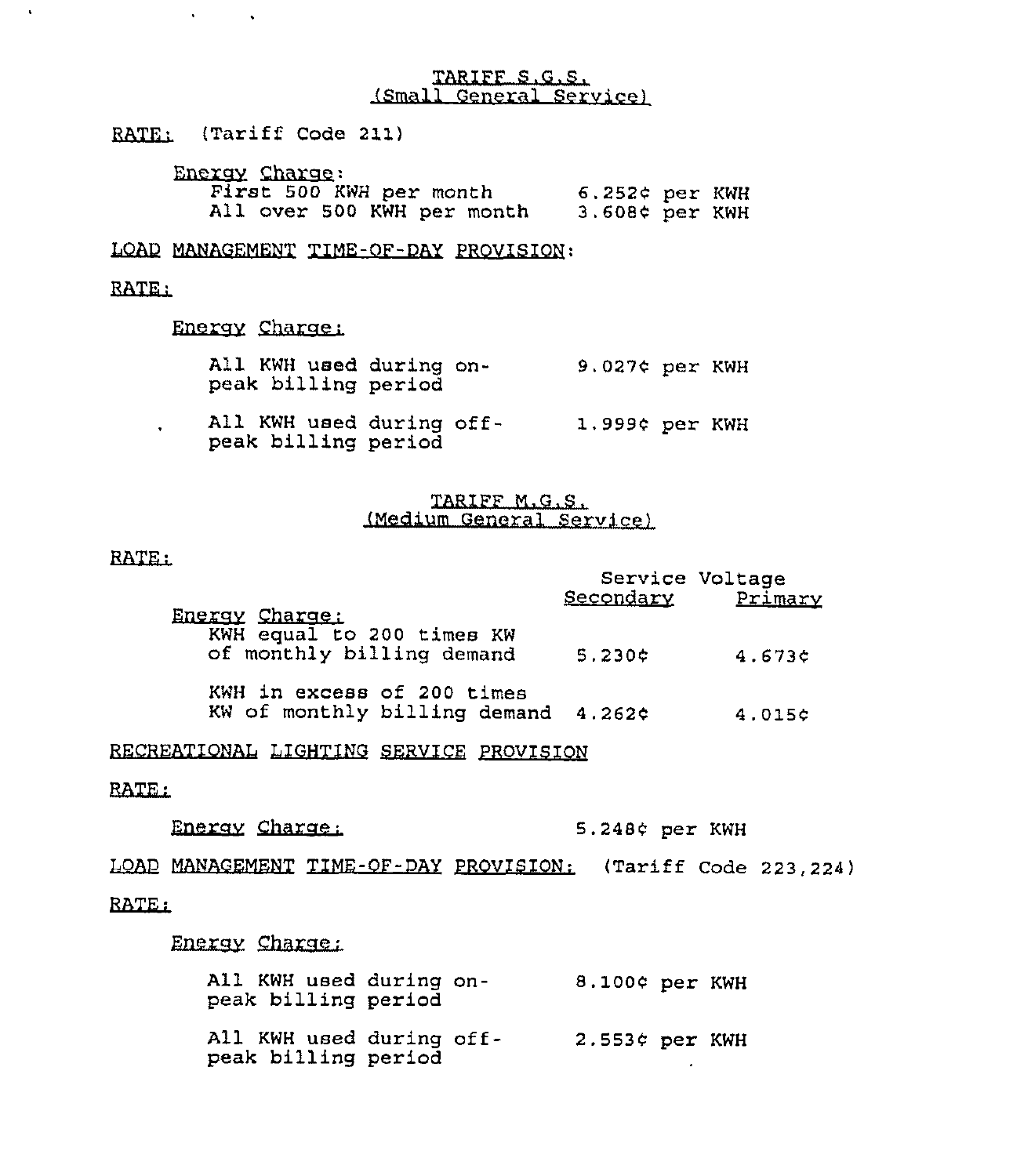## TARIFF S.G.S.
## (Small General Service)

RATE: (Tariff Code 211)

Energy Charge:

| | |
|---|---|
| First 500 KWH per month | 6.252¢ per KWH |
| All over 500 KWH per month | 3.608¢ per KWH |

LOAD MANAGEMENT TIME-OF-DAY PROVISION:

RATE:

Energy Charge:

| | |
|---|---|
| All KWH used during on-peak billing period | 9.027¢ per KWH |
| All KWH used during off-peak billing period | 1.999¢ per KWH |

## TARIFF M.G.S.
## (Medium General Service)

RATE:

| | Service Voltage | |
|---|---|---|
| Energy Charge: | Secondary | Primary |
| KWH equal to 200 times KW of monthly billing demand | 5.230¢ | 4.673¢ |
| KWH in excess of 200 times KW of monthly billing demand | 4.262¢ | 4.015¢ |

RECREATIONAL LIGHTING SERVICE PROVISION

RATE:

Energy Charge: 5.248¢ per KWH

LOAD MANAGEMENT TIME-OF-DAY PROVISION: (Tariff Code 223,224)

RATE:

Energy Charge:

| | |
|---|---|
| All KWH used during on-peak billing period | 8.100¢ per KWH |
| All KWH used during off-peak billing period | 2.553¢ per KWH |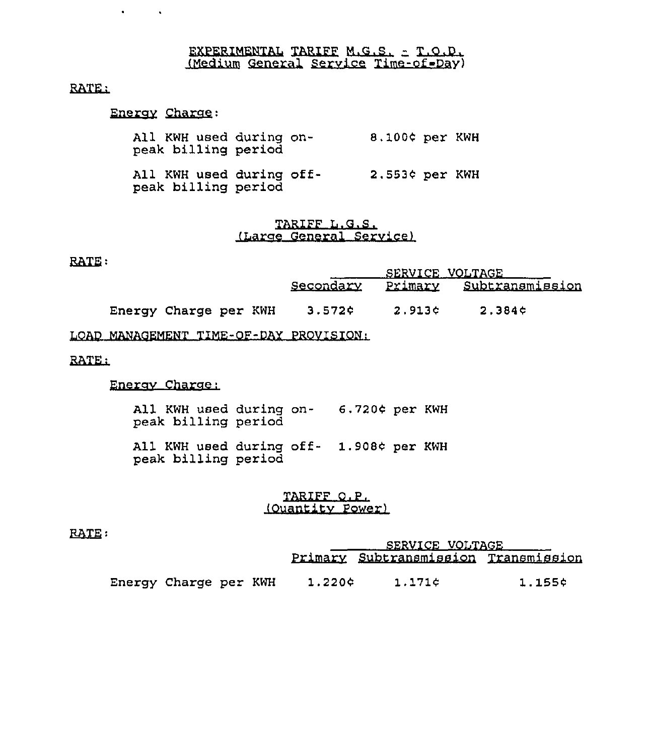## EXPERIMENTAL TARIFF M.G.S. - T.O.D.
### (Medium General Service Time-of-Day)

RATE:

Energy Charge:

| | |
|---|---|
| All KWH used during on-peak billing period | 8.100¢ per KWH |
| All KWH used during off-peak billing period | 2.553¢ per KWH |

## TARIFF L.G.S.
### (Large General Service)

RATE:

| | SERVICE VOLTAGE | | |
|---|---|---|---|
| | Secondary | Primary | Subtransmission |
| Energy Charge per KWH | 3.572¢ | 2.913¢ | 2.384¢ |

LOAD MANAGEMENT TIME-OF-DAY PROVISION:

RATE:

Energy Charge:

| | |
|---|---|
| All KWH used during on-peak billing period | 6.720¢ per KWH |
| All KWH used during off-peak billing period | 1.908¢ per KWH |

## TARIFF Q.P.
### (Quantity Power)

RATE:

| | SERVICE VOLTAGE | | |
|---|---|---|---|
| | Primary | Subtransmission | Transmission |
| Energy Charge per KWH | 1.220¢ | 1.171¢ | 1.155¢ |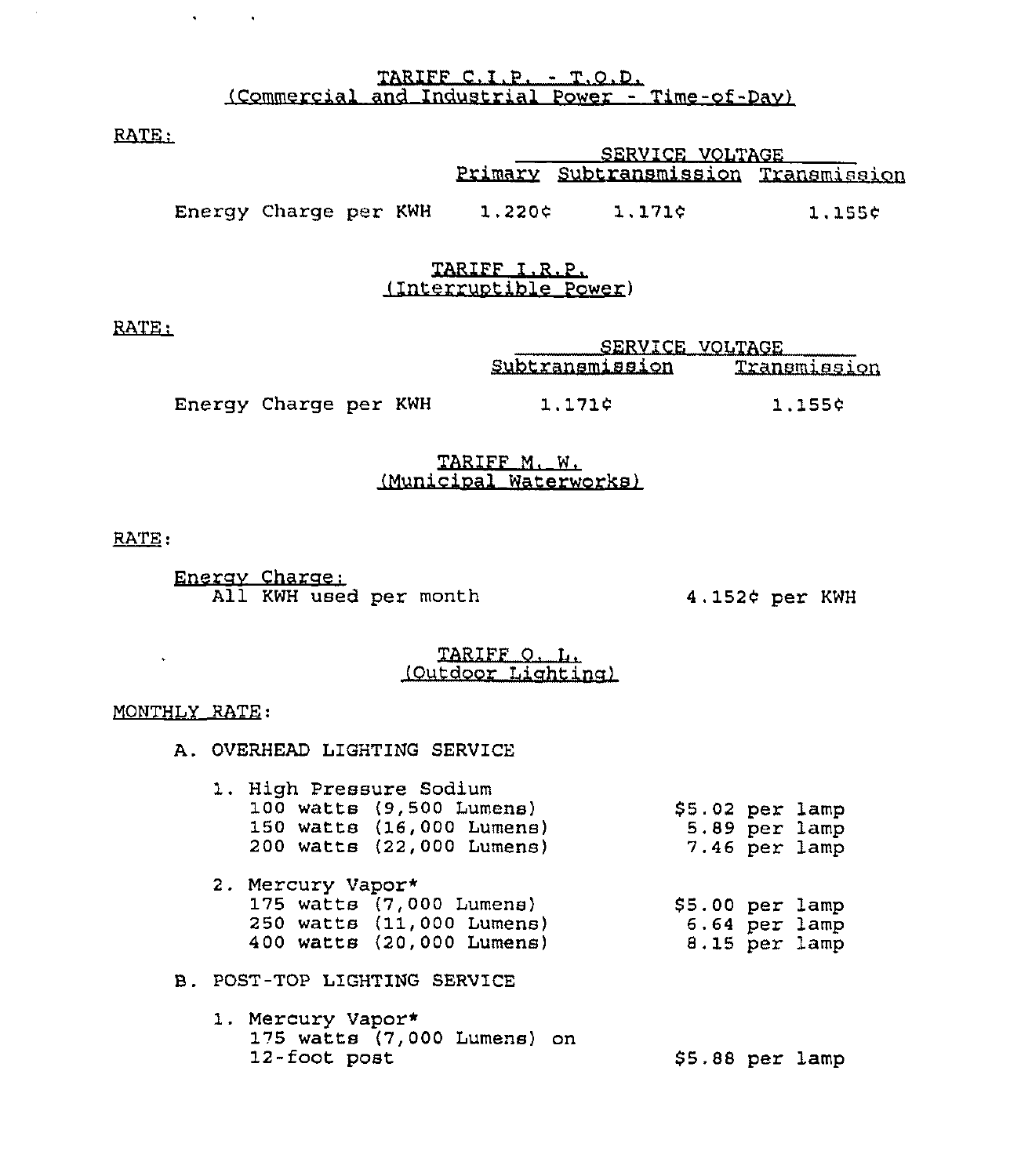## TARIFF C.I.P. - T.O.D.
## (Commercial and Industrial Power - Time-of-Day)

RATE:

| | SERVICE VOLTAGE | | |
|---|---|---|---|
| | Primary | Subtransmission | Transmission |
| Energy Charge per KWH | 1.220¢ | 1.171¢ | 1.155¢ |

## TARIFF I.R.P.
## (Interruptible Power)

RATE:

| | SERVICE VOLTAGE | |
|---|---|---|
| | Subtransmission | Transmission |
| Energy Charge per KWH | 1.171¢ | 1.155¢ |

## TARIFF M. W.
## (Municipal Waterworks)

RATE:

Energy Charge:

| | |
|---|---|
| All KWH used per month | 4.152¢ per KWH |

## TARIFF O. L.
## (Outdoor Lighting)

MONTHLY RATE:

A. OVERHEAD LIGHTING SERVICE

1. High Pressure Sodium

| | |
|---|---|
| 100 watts (9,500 Lumens) | $5.02 per lamp |
| 150 watts (16,000 Lumens) | 5.89 per lamp |
| 200 watts (22,000 Lumens) | 7.46 per lamp |

2. Mercury Vapor*

| | |
|---|---|
| 175 watts (7,000 Lumens) | $5.00 per lamp |
| 250 watts (11,000 Lumens) | 6.64 per lamp |
| 400 watts (20,000 Lumens) | 8.15 per lamp |

B. POST-TOP LIGHTING SERVICE

1. Mercury Vapor*

| | |
|---|---|
| 175 watts (7,000 Lumens) on 12-foot post | $5.88 per lamp |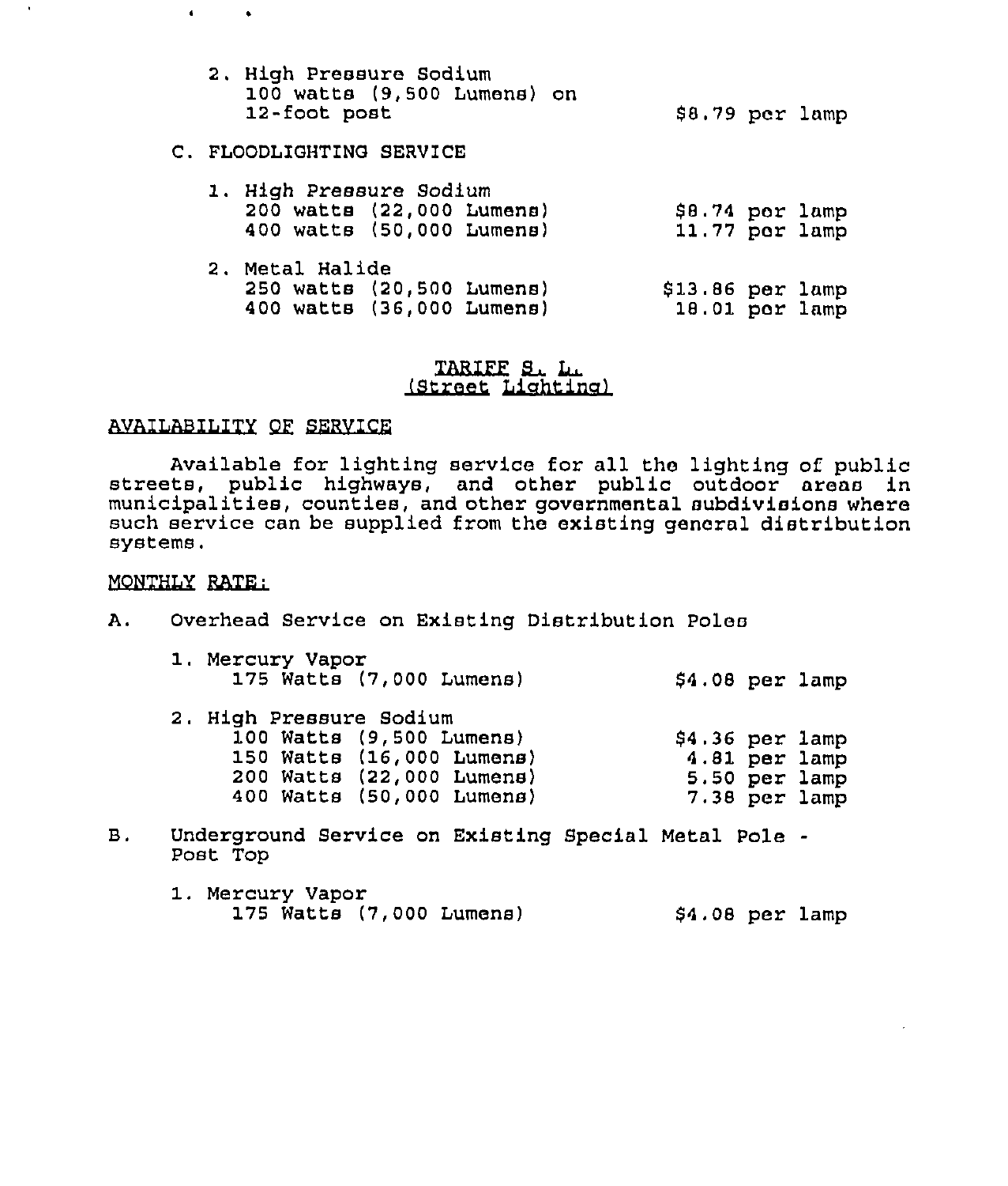2. High Pressure Sodium
   100 watts (9,500 Lumens) on 12-foot post — $8.79 per lamp

C. FLOODLIGHTING SERVICE

1. High Pressure Sodium

| | |
|---|---|
| 200 watts (22,000 Lumens) | $8.74 per lamp |
| 400 watts (50,000 Lumens) | 11.77 per lamp |

2. Metal Halide

| | |
|---|---|
| 250 watts (20,500 Lumens) | $13.86 per lamp |
| 400 watts (36,000 Lumens) | 18.01 per lamp |

## TARIFF S. L.
## (Street Lighting)

AVAILABILITY OF SERVICE

Available for lighting service for all the lighting of public streets, public highways, and other public outdoor areas in municipalities, counties, and other governmental subdivisions where such service can be supplied from the existing general distribution systems.

MONTHLY RATE:

A. Overhead Service on Existing Distribution Poles

1. Mercury Vapor

| | |
|---|---|
| 175 Watts (7,000 Lumens) | $4.08 per lamp |

2. High Pressure Sodium

| | |
|---|---|
| 100 Watts (9,500 Lumens) | $4.36 per lamp |
| 150 Watts (16,000 Lumens) | 4.81 per lamp |
| 200 Watts (22,000 Lumens) | 5.50 per lamp |
| 400 Watts (50,000 Lumens) | 7.38 per lamp |

B. Underground Service on Existing Special Metal Pole - Post Top

1. Mercury Vapor

| | |
|---|---|
| 175 Watts (7,000 Lumens) | $4.08 per lamp |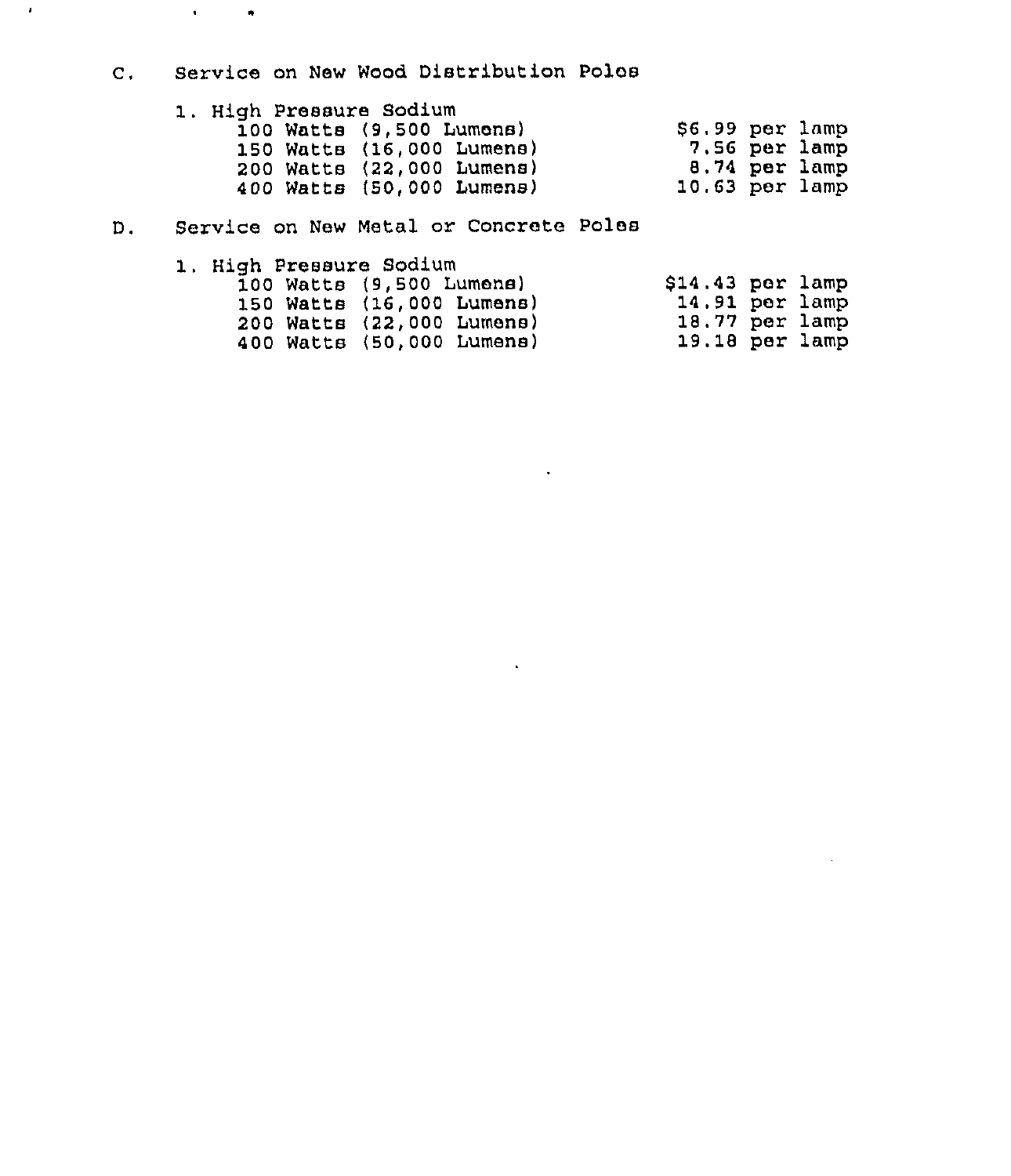C. Service on New Wood Distribution Poles

1. High Pressure Sodium

| | |
|---|---|
| 100 Watts (9,500 Lumens) | $6.99 per lamp |
| 150 Watts (16,000 Lumens) | 7.56 per lamp |
| 200 Watts (22,000 Lumens) | 8.74 per lamp |
| 400 Watts (50,000 Lumens) | 10.63 per lamp |

D. Service on New Metal or Concrete Poles

1. High Pressure Sodium

| | |
|---|---|
| 100 Watts (9,500 Lumens) | $14.43 per lamp |
| 150 Watts (16,000 Lumens) | 14.91 per lamp |
| 200 Watts (22,000 Lumens) | 18.77 per lamp |
| 400 Watts (50,000 Lumens) | 19.18 per lamp |